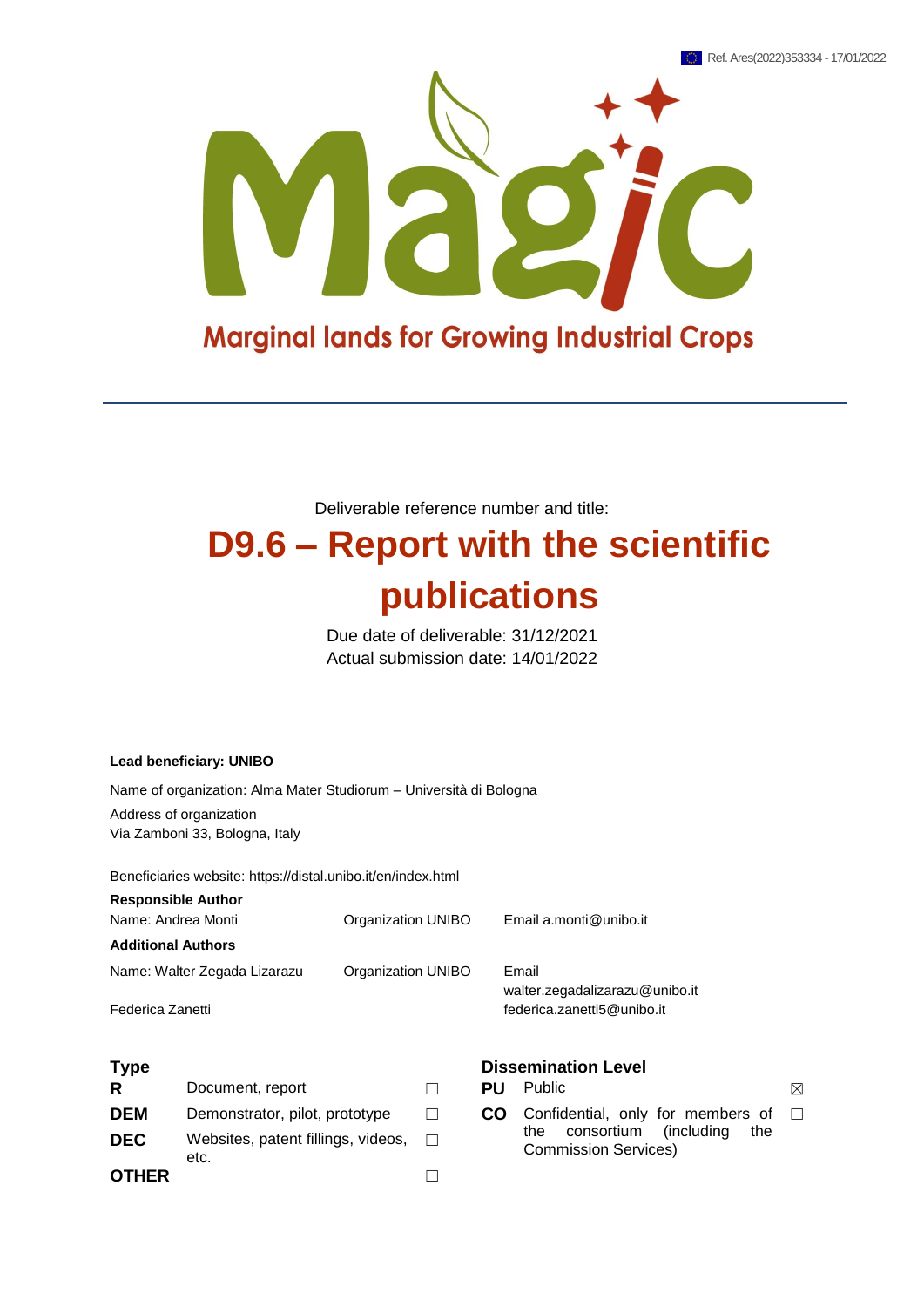Ref. Ares(2022)353334 - 17/01/2022

Marginal lands for Growing Industrial Crops

Deliverable reference number and title:

# D9.6 – Report with the scientific publications

Due date of deliverable: 31/12/2021
Actual submission date: 14/01/2022

**Lead beneficiary: UNIBO**

Name of organization: Alma Mater Studiorum – Università di Bologna

Address of organization
Via Zamboni 33, Bologna, Italy

Beneficiaries website: https://distal.unibo.it/en/index.html

**Responsible Author**

| Name | Organization | Email |
|---|---|---|
| Name: Andrea Monti | Organization UNIBO | Email a.monti@unibo.it |

**Additional Authors**

| Name | Organization | Email |
|---|---|---|
| Name: Walter Zegada Lizarazu | Organization UNIBO | Email walter.zegadalizarazu@unibo.it |
| Federica Zanetti | | federica.zanetti5@unibo.it |

**Type**

| | | |
|---|---|---|
| **R** | Document, report | ☐ |
| **DEM** | Demonstrator, pilot, prototype | ☐ |
| **DEC** | Websites, patent fillings, videos, etc. | ☐ |
| **OTHER** | | ☐ |

**Dissemination Level**

| | | |
|---|---|---|
| **PU** | Public | ☒ |
| **CO** | Confidential, only for members of the consortium (including the Commission Services) | ☐ |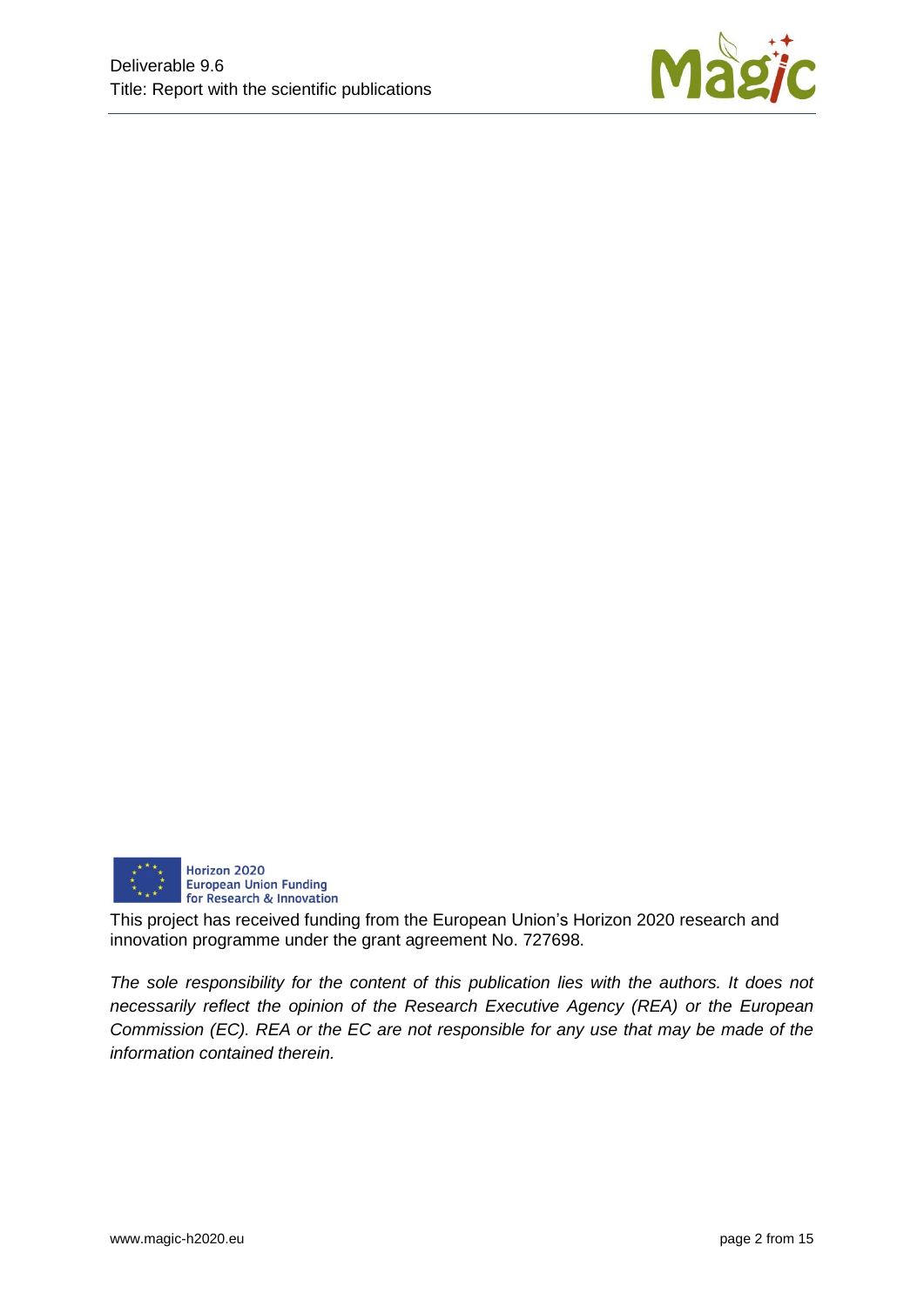Horizon 2020
European Union Funding
for Research & Innovation

This project has received funding from the European Union's Horizon 2020 research and innovation programme under the grant agreement No. 727698.

*The sole responsibility for the content of this publication lies with the authors. It does not necessarily reflect the opinion of the Research Executive Agency (REA) or the European Commission (EC). REA or the EC are not responsible for any use that may be made of the information contained therein.*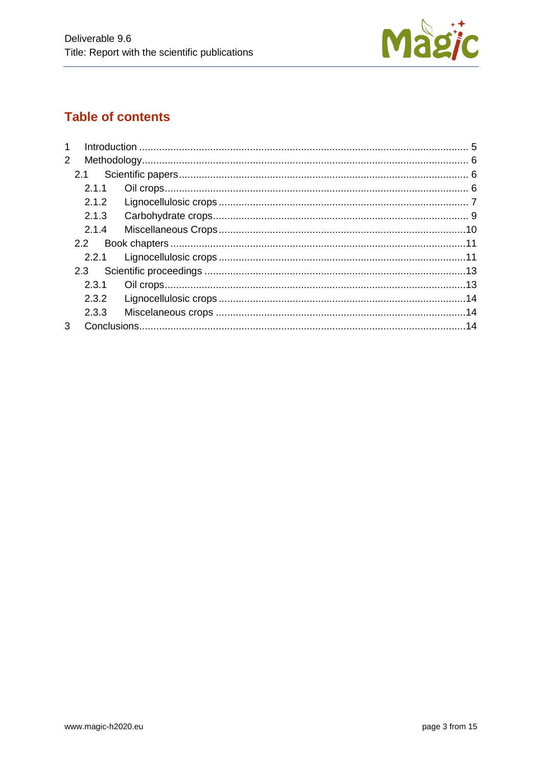## Table of contents

1 Introduction ........................................................................................................ 5
2 Methodology........................................................................................................ 6
  2.1 Scientific papers............................................................................................ 6
    2.1.1 Oil crops.................................................................................................. 6
    2.1.2 Lignocellulosic crops ............................................................................. 7
    2.1.3 Carbohydrate crops................................................................................ 9
    2.1.4 Miscellaneous Crops .............................................................................10
  2.2 Book chapters ...............................................................................................11
    2.2.1 Lignocellulosic crops .............................................................................11
  2.3 Scientific proceedings ..................................................................................13
    2.3.1 Oil crops.................................................................................................13
    2.3.2 Lignocellulosic crops .............................................................................14
    2.3.3 Miscelaneous crops ...............................................................................14
3 Conclusions.........................................................................................................14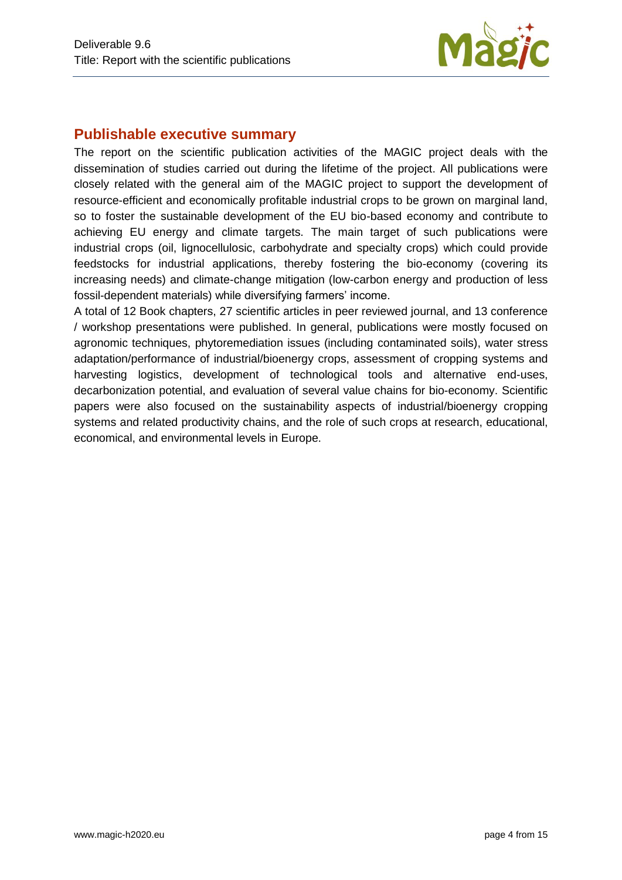## Publishable executive summary

The report on the scientific publication activities of the MAGIC project deals with the dissemination of studies carried out during the lifetime of the project. All publications were closely related with the general aim of the MAGIC project to support the development of resource-efficient and economically profitable industrial crops to be grown on marginal land, so to foster the sustainable development of the EU bio-based economy and contribute to achieving EU energy and climate targets. The main target of such publications were industrial crops (oil, lignocellulosic, carbohydrate and specialty crops) which could provide feedstocks for industrial applications, thereby fostering the bio-economy (covering its increasing needs) and climate-change mitigation (low-carbon energy and production of less fossil-dependent materials) while diversifying farmers' income.

A total of 12 Book chapters, 27 scientific articles in peer reviewed journal, and 13 conference / workshop presentations were published. In general, publications were mostly focused on agronomic techniques, phytoremediation issues (including contaminated soils), water stress adaptation/performance of industrial/bioenergy crops, assessment of cropping systems and harvesting logistics, development of technological tools and alternative end-uses, decarbonization potential, and evaluation of several value chains for bio-economy. Scientific papers were also focused on the sustainability aspects of industrial/bioenergy cropping systems and related productivity chains, and the role of such crops at research, educational, economical, and environmental levels in Europe.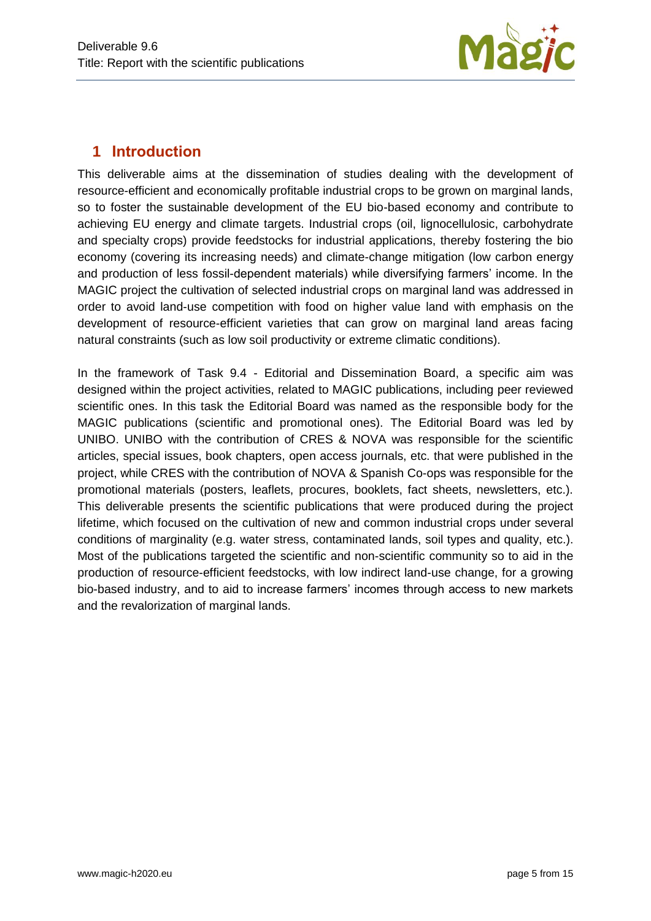# 1 Introduction

This deliverable aims at the dissemination of studies dealing with the development of resource-efficient and economically profitable industrial crops to be grown on marginal lands, so to foster the sustainable development of the EU bio-based economy and contribute to achieving EU energy and climate targets. Industrial crops (oil, lignocellulosic, carbohydrate and specialty crops) provide feedstocks for industrial applications, thereby fostering the bio economy (covering its increasing needs) and climate-change mitigation (low carbon energy and production of less fossil-dependent materials) while diversifying farmers' income. In the MAGIC project the cultivation of selected industrial crops on marginal land was addressed in order to avoid land-use competition with food on higher value land with emphasis on the development of resource-efficient varieties that can grow on marginal land areas facing natural constraints (such as low soil productivity or extreme climatic conditions).

In the framework of Task 9.4 - Editorial and Dissemination Board, a specific aim was designed within the project activities, related to MAGIC publications, including peer reviewed scientific ones. In this task the Editorial Board was named as the responsible body for the MAGIC publications (scientific and promotional ones). The Editorial Board was led by UNIBO. UNIBO with the contribution of CRES & NOVA was responsible for the scientific articles, special issues, book chapters, open access journals, etc. that were published in the project, while CRES with the contribution of NOVA & Spanish Co-ops was responsible for the promotional materials (posters, leaflets, procures, booklets, fact sheets, newsletters, etc.). This deliverable presents the scientific publications that were produced during the project lifetime, which focused on the cultivation of new and common industrial crops under several conditions of marginality (e.g. water stress, contaminated lands, soil types and quality, etc.). Most of the publications targeted the scientific and non-scientific community so to aid in the production of resource-efficient feedstocks, with low indirect land-use change, for a growing bio-based industry, and to aid to increase farmers' incomes through access to new markets and the revalorization of marginal lands.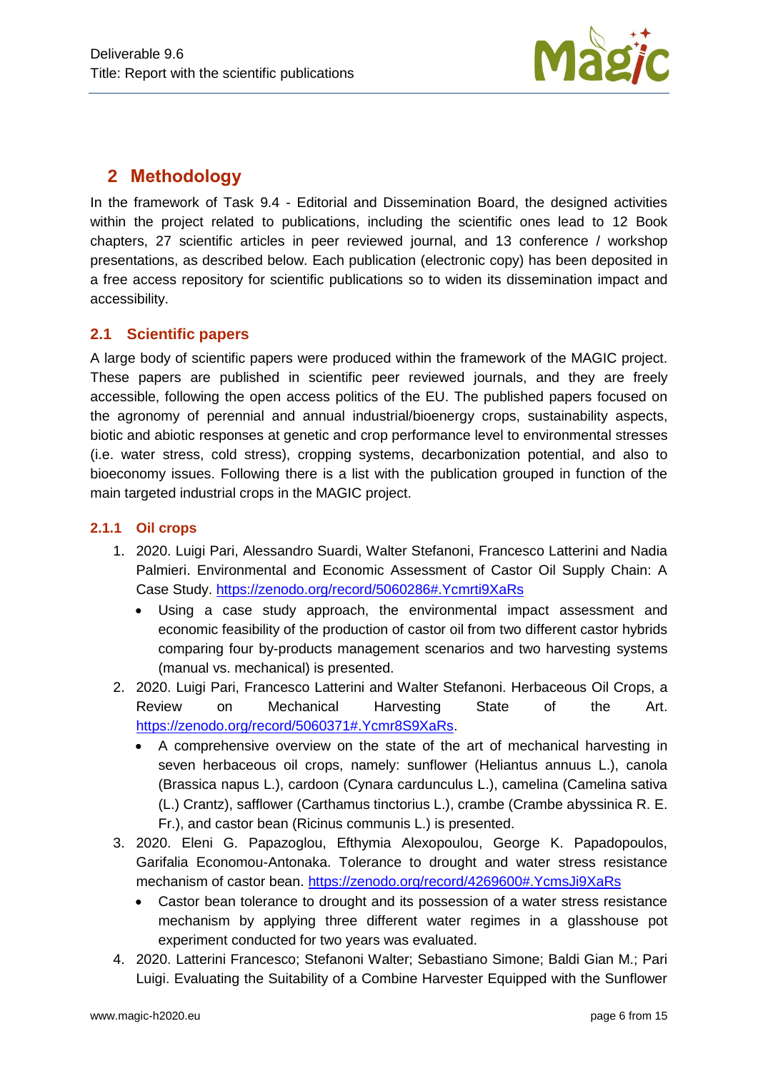## 2 Methodology

In the framework of Task 9.4 - Editorial and Dissemination Board, the designed activities within the project related to publications, including the scientific ones lead to 12 Book chapters, 27 scientific articles in peer reviewed journal, and 13 conference / workshop presentations, as described below. Each publication (electronic copy) has been deposited in a free access repository for scientific publications so to widen its dissemination impact and accessibility.

### 2.1 Scientific papers

A large body of scientific papers were produced within the framework of the MAGIC project. These papers are published in scientific peer reviewed journals, and they are freely accessible, following the open access politics of the EU. The published papers focused on the agronomy of perennial and annual industrial/bioenergy crops, sustainability aspects, biotic and abiotic responses at genetic and crop performance level to environmental stresses (i.e. water stress, cold stress), cropping systems, decarbonization potential, and also to bioeconomy issues. Following there is a list with the publication grouped in function of the main targeted industrial crops in the MAGIC project.

#### 2.1.1 Oil crops

1. 2020. Luigi Pari, Alessandro Suardi, Walter Stefanoni, Francesco Latterini and Nadia Palmieri. Environmental and Economic Assessment of Castor Oil Supply Chain: A Case Study. https://zenodo.org/record/5060286#.Ycmrti9XaRs
   - Using a case study approach, the environmental impact assessment and economic feasibility of the production of castor oil from two different castor hybrids comparing four by-products management scenarios and two harvesting systems (manual vs. mechanical) is presented.
2. 2020. Luigi Pari, Francesco Latterini and Walter Stefanoni. Herbaceous Oil Crops, a Review on Mechanical Harvesting State of the Art. https://zenodo.org/record/5060371#.Ycmr8S9XaRs.
   - A comprehensive overview on the state of the art of mechanical harvesting in seven herbaceous oil crops, namely: sunflower (Heliantus annuus L.), canola (Brassica napus L.), cardoon (Cynara cardunculus L.), camelina (Camelina sativa (L.) Crantz), safflower (Carthamus tinctorius L.), crambe (Crambe abyssinica R. E. Fr.), and castor bean (Ricinus communis L.) is presented.
3. 2020. Eleni G. Papazoglou, Efthymia Alexopoulou, George K. Papadopoulos, Garifalia Economou-Antonaka. Tolerance to drought and water stress resistance mechanism of castor bean. https://zenodo.org/record/4269600#.YcmsJi9XaRs
   - Castor bean tolerance to drought and its possession of a water stress resistance mechanism by applying three different water regimes in a glasshouse pot experiment conducted for two years was evaluated.
4. 2020. Latterini Francesco; Stefanoni Walter; Sebastiano Simone; Baldi Gian M.; Pari Luigi. Evaluating the Suitability of a Combine Harvester Equipped with the Sunflower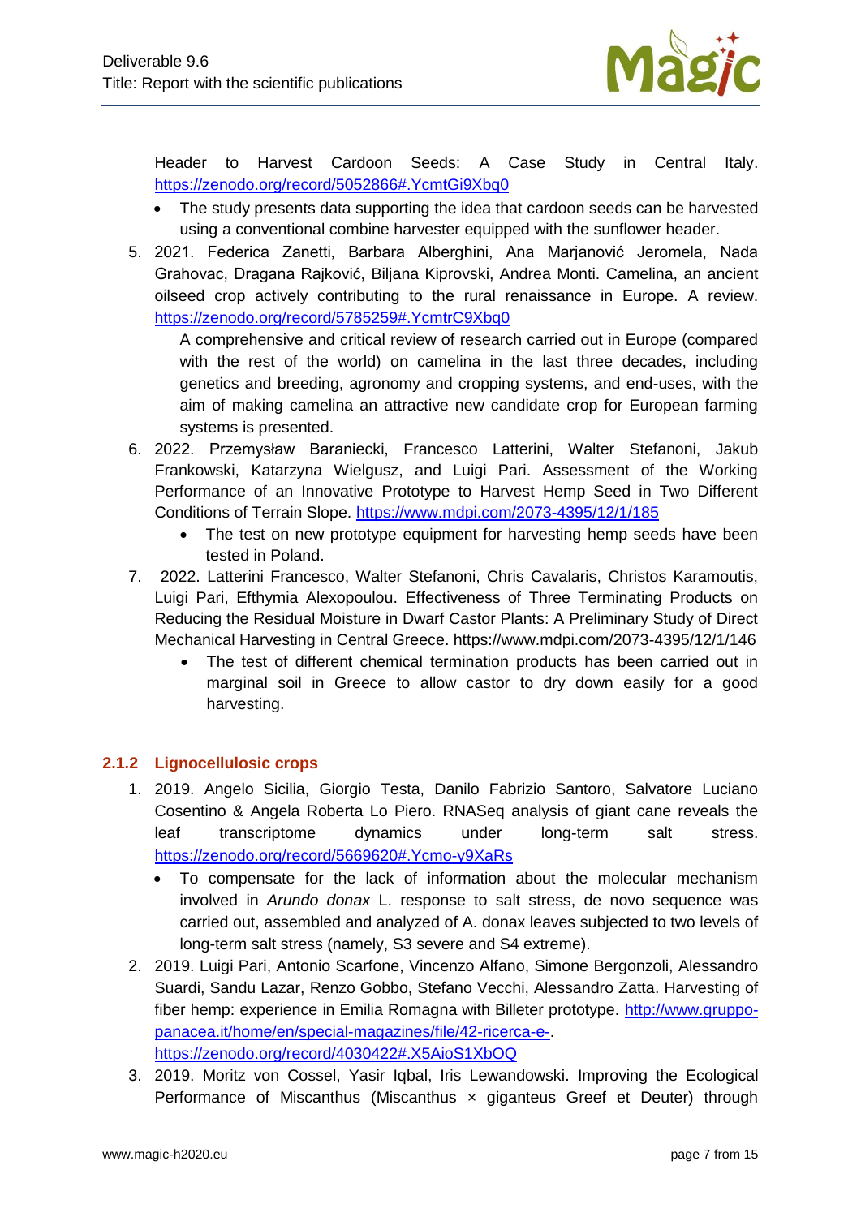Header to Harvest Cardoon Seeds: A Case Study in Central Italy. https://zenodo.org/record/5052866#.YcmtGi9Xbq0

- The study presents data supporting the idea that cardoon seeds can be harvested using a conventional combine harvester equipped with the sunflower header.

5. 2021. Federica Zanetti, Barbara Alberghini, Ana Marjanović Jeromela, Nada Grahovac, Dragana Rajković, Biljana Kiprovski, Andrea Monti. Camelina, an ancient oilseed crop actively contributing to the rural renaissance in Europe. A review. https://zenodo.org/record/5785259#.YcmtrC9Xbq0

   A comprehensive and critical review of research carried out in Europe (compared with the rest of the world) on camelina in the last three decades, including genetics and breeding, agronomy and cropping systems, and end-uses, with the aim of making camelina an attractive new candidate crop for European farming systems is presented.

6. 2022. Przemysław Baraniecki, Francesco Latterini, Walter Stefanoni, Jakub Frankowski, Katarzyna Wielgusz, and Luigi Pari. Assessment of the Working Performance of an Innovative Prototype to Harvest Hemp Seed in Two Different Conditions of Terrain Slope. https://www.mdpi.com/2073-4395/12/1/185
   - The test on new prototype equipment for harvesting hemp seeds have been tested in Poland.
7. 2022. Latterini Francesco, Walter Stefanoni, Chris Cavalaris, Christos Karamoutis, Luigi Pari, Efthymia Alexopoulou. Effectiveness of Three Terminating Products on Reducing the Residual Moisture in Dwarf Castor Plants: A Preliminary Study of Direct Mechanical Harvesting in Central Greece. https://www.mdpi.com/2073-4395/12/1/146
   - The test of different chemical termination products has been carried out in marginal soil in Greece to allow castor to dry down easily for a good harvesting.

### 2.1.2 Lignocellulosic crops

1. 2019. Angelo Sicilia, Giorgio Testa, Danilo Fabrizio Santoro, Salvatore Luciano Cosentino & Angela Roberta Lo Piero. RNASeq analysis of giant cane reveals the leaf transcriptome dynamics under long-term salt stress. https://zenodo.org/record/5669620#.Ycmo-y9XaRs
   - To compensate for the lack of information about the molecular mechanism involved in *Arundo donax* L. response to salt stress, de novo sequence was carried out, assembled and analyzed of A. donax leaves subjected to two levels of long-term salt stress (namely, S3 severe and S4 extreme).
2. 2019. Luigi Pari, Antonio Scarfone, Vincenzo Alfano, Simone Bergonzoli, Alessandro Suardi, Sandu Lazar, Renzo Gobbo, Stefano Vecchi, Alessandro Zatta. Harvesting of fiber hemp: experience in Emilia Romagna with Billeter prototype. http://www.gruppo-panacea.it/home/en/special-magazines/file/42-ricerca-e-. https://zenodo.org/record/4030422#.X5AioS1XbOQ
3. 2019. Moritz von Cossel, Yasir Iqbal, Iris Lewandowski. Improving the Ecological Performance of Miscanthus (Miscanthus × giganteus Greef et Deuter) through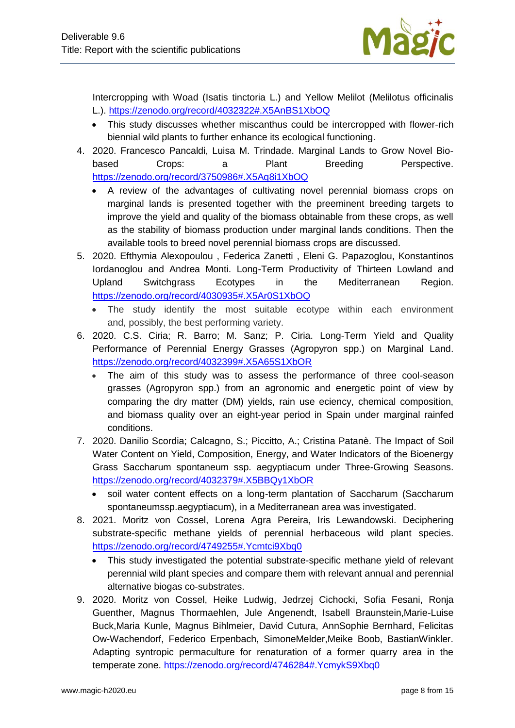Intercropping with Woad (Isatis tinctoria L.) and Yellow Melilot (Melilotus officinalis L.). https://zenodo.org/record/4032322#.X5AnBS1XbOQ

- This study discusses whether miscanthus could be intercropped with flower-rich biennial wild plants to further enhance its ecological functioning.

4. 2020. Francesco Pancaldi, Luisa M. Trindade. Marginal Lands to Grow Novel Bio-based Crops: a Plant Breeding Perspective. https://zenodo.org/record/3750986#.X5Aq8i1XbOQ
   - A review of the advantages of cultivating novel perennial biomass crops on marginal lands is presented together with the preeminent breeding targets to improve the yield and quality of the biomass obtainable from these crops, as well as the stability of biomass production under marginal lands conditions. Then the available tools to breed novel perennial biomass crops are discussed.
5. 2020. Efthymia Alexopoulou , Federica Zanetti , Eleni G. Papazoglou, Konstantinos Iordanoglou and Andrea Monti. Long-Term Productivity of Thirteen Lowland and Upland Switchgrass Ecotypes in the Mediterranean Region. https://zenodo.org/record/4030935#.X5Ar0S1XbOQ
   - The study identify the most suitable ecotype within each environment and, possibly, the best performing variety.
6. 2020. C.S. Ciria; R. Barro; M. Sanz; P. Ciria. Long-Term Yield and Quality Performance of Perennial Energy Grasses (Agropyron spp.) on Marginal Land. https://zenodo.org/record/4032399#.X5A65S1XbOR
   - The aim of this study was to assess the performance of three cool-season grasses (Agropyron spp.) from an agronomic and energetic point of view by comparing the dry matter (DM) yields, rain use eciency, chemical composition, and biomass quality over an eight-year period in Spain under marginal rainfed conditions.
7. 2020. Danilio Scordia; Calcagno, S.; Piccitto, A.; Cristina Patanè. The Impact of Soil Water Content on Yield, Composition, Energy, and Water Indicators of the Bioenergy Grass Saccharum spontaneum ssp. aegyptiacum under Three-Growing Seasons. https://zenodo.org/record/4032379#.X5BBQy1XbOR
   - soil water content effects on a long-term plantation of Saccharum (Saccharum spontaneumssp.aegyptiacum), in a Mediterranean area was investigated.
8. 2021. Moritz von Cossel, Lorena Agra Pereira, Iris Lewandowski. Deciphering substrate-specific methane yields of perennial herbaceous wild plant species. https://zenodo.org/record/4749255#.Ycmtci9Xbq0
   - This study investigated the potential substrate-specific methane yield of relevant perennial wild plant species and compare them with relevant annual and perennial alternative biogas co-substrates.
9. 2020. Moritz von Cossel, Heike Ludwig, Jedrzej Cichocki, Sofia Fesani, Ronja Guenther, Magnus Thormaehlen, Jule Angenendt, Isabell Braunstein,Marie-Luise Buck,Maria Kunle, Magnus Bihlmeier, David Cutura, AnnSophie Bernhard, Felicitas Ow-Wachendorf, Federico Erpenbach, SimoneMelder,Meike Boob, BastianWinkler. Adapting syntropic permaculture for renaturation of a former quarry area in the temperate zone. https://zenodo.org/record/4746284#.YcmykS9Xbq0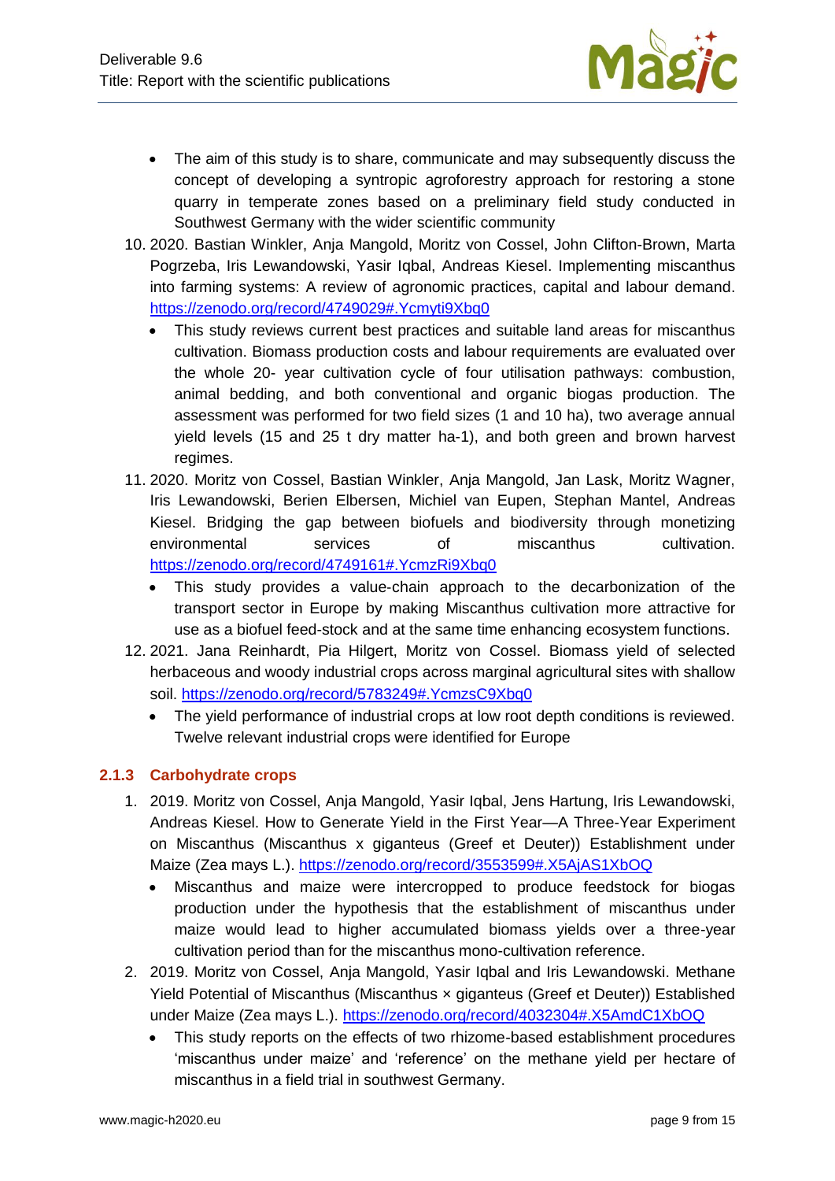- The aim of this study is to share, communicate and may subsequently discuss the concept of developing a syntropic agroforestry approach for restoring a stone quarry in temperate zones based on a preliminary field study conducted in Southwest Germany with the wider scientific community

10. 2020. Bastian Winkler, Anja Mangold, Moritz von Cossel, John Clifton-Brown, Marta Pogrzeba, Iris Lewandowski, Yasir Iqbal, Andreas Kiesel. Implementing miscanthus into farming systems: A review of agronomic practices, capital and labour demand. https://zenodo.org/record/4749029#.Ycmyti9Xbq0
    - This study reviews current best practices and suitable land areas for miscanthus cultivation. Biomass production costs and labour requirements are evaluated over the whole 20- year cultivation cycle of four utilisation pathways: combustion, animal bedding, and both conventional and organic biogas production. The assessment was performed for two field sizes (1 and 10 ha), two average annual yield levels (15 and 25 t dry matter ha-1), and both green and brown harvest regimes.
11. 2020. Moritz von Cossel, Bastian Winkler, Anja Mangold, Jan Lask, Moritz Wagner, Iris Lewandowski, Berien Elbersen, Michiel van Eupen, Stephan Mantel, Andreas Kiesel. Bridging the gap between biofuels and biodiversity through monetizing environmental services of miscanthus cultivation. https://zenodo.org/record/4749161#.YcmzRi9Xbq0
    - This study provides a value-chain approach to the decarbonization of the transport sector in Europe by making Miscanthus cultivation more attractive for use as a biofuel feed-stock and at the same time enhancing ecosystem functions.
12. 2021. Jana Reinhardt, Pia Hilgert, Moritz von Cossel. Biomass yield of selected herbaceous and woody industrial crops across marginal agricultural sites with shallow soil. https://zenodo.org/record/5783249#.YcmzsC9Xbq0
    - The yield performance of industrial crops at low root depth conditions is reviewed. Twelve relevant industrial crops were identified for Europe

### 2.1.3 Carbohydrate crops

1. 2019. Moritz von Cossel, Anja Mangold, Yasir Iqbal, Jens Hartung, Iris Lewandowski, Andreas Kiesel. How to Generate Yield in the First Year—A Three-Year Experiment on Miscanthus (Miscanthus x giganteus (Greef et Deuter)) Establishment under Maize (Zea mays L.). https://zenodo.org/record/3553599#.X5AjAS1XbOQ
    - Miscanthus and maize were intercropped to produce feedstock for biogas production under the hypothesis that the establishment of miscanthus under maize would lead to higher accumulated biomass yields over a three-year cultivation period than for the miscanthus mono-cultivation reference.
2. 2019. Moritz von Cossel, Anja Mangold, Yasir Iqbal and Iris Lewandowski. Methane Yield Potential of Miscanthus (Miscanthus × giganteus (Greef et Deuter)) Established under Maize (Zea mays L.). https://zenodo.org/record/4032304#.X5AmdC1XbOQ
    - This study reports on the effects of two rhizome-based establishment procedures 'miscanthus under maize' and 'reference' on the methane yield per hectare of miscanthus in a field trial in southwest Germany.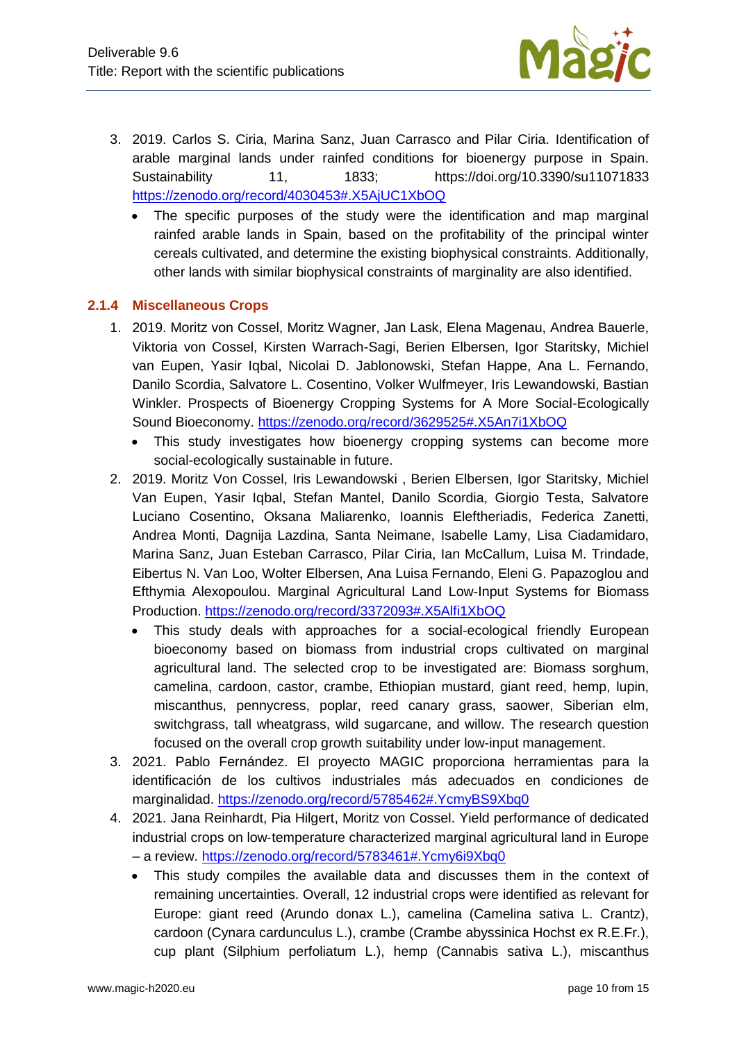3. 2019. Carlos S. Ciria, Marina Sanz, Juan Carrasco and Pilar Ciria. Identification of arable marginal lands under rainfed conditions for bioenergy purpose in Spain. Sustainability 11, 1833; https://doi.org/10.3390/su11071833 https://zenodo.org/record/4030453#.X5AjUC1XbOQ
    - The specific purposes of the study were the identification and map marginal rainfed arable lands in Spain, based on the profitability of the principal winter cereals cultivated, and determine the existing biophysical constraints. Additionally, other lands with similar biophysical constraints of marginality are also identified.

### 2.1.4 Miscellaneous Crops

1. 2019. Moritz von Cossel, Moritz Wagner, Jan Lask, Elena Magenau, Andrea Bauerle, Viktoria von Cossel, Kirsten Warrach-Sagi, Berien Elbersen, Igor Staritsky, Michiel van Eupen, Yasir Iqbal, Nicolai D. Jablonowski, Stefan Happe, Ana L. Fernando, Danilo Scordia, Salvatore L. Cosentino, Volker Wulfmeyer, Iris Lewandowski, Bastian Winkler. Prospects of Bioenergy Cropping Systems for A More Social-Ecologically Sound Bioeconomy. https://zenodo.org/record/3629525#.X5An7i1XbOQ
    - This study investigates how bioenergy cropping systems can become more social-ecologically sustainable in future.
2. 2019. Moritz Von Cossel, Iris Lewandowski , Berien Elbersen, Igor Staritsky, Michiel Van Eupen, Yasir Iqbal, Stefan Mantel, Danilo Scordia, Giorgio Testa, Salvatore Luciano Cosentino, Oksana Maliarenko, Ioannis Eleftheriadis, Federica Zanetti, Andrea Monti, Dagnija Lazdina, Santa Neimane, Isabelle Lamy, Lisa Ciadamidaro, Marina Sanz, Juan Esteban Carrasco, Pilar Ciria, Ian McCallum, Luisa M. Trindade, Eibertus N. Van Loo, Wolter Elbersen, Ana Luisa Fernando, Eleni G. Papazoglou and Efthymia Alexopoulou. Marginal Agricultural Land Low-Input Systems for Biomass Production. https://zenodo.org/record/3372093#.X5Alfi1XbOQ
    - This study deals with approaches for a social-ecological friendly European bioeconomy based on biomass from industrial crops cultivated on marginal agricultural land. The selected crop to be investigated are: Biomass sorghum, camelina, cardoon, castor, crambe, Ethiopian mustard, giant reed, hemp, lupin, miscanthus, pennycress, poplar, reed canary grass, saower, Siberian elm, switchgrass, tall wheatgrass, wild sugarcane, and willow. The research question focused on the overall crop growth suitability under low-input management.
3. 2021. Pablo Fernández. El proyecto MAGIC proporciona herramientas para la identificación de los cultivos industriales más adecuados en condiciones de marginalidad. https://zenodo.org/record/5785462#.YcmyBS9Xbq0
4. 2021. Jana Reinhardt, Pia Hilgert, Moritz von Cossel. Yield performance of dedicated industrial crops on low-temperature characterized marginal agricultural land in Europe – a review. https://zenodo.org/record/5783461#.Ycmy6i9Xbq0
    - This study compiles the available data and discusses them in the context of remaining uncertainties. Overall, 12 industrial crops were identified as relevant for Europe: giant reed (Arundo donax L.), camelina (Camelina sativa L. Crantz), cardoon (Cynara cardunculus L.), crambe (Crambe abyssinica Hochst ex R.E.Fr.), cup plant (Silphium perfoliatum L.), hemp (Cannabis sativa L.), miscanthus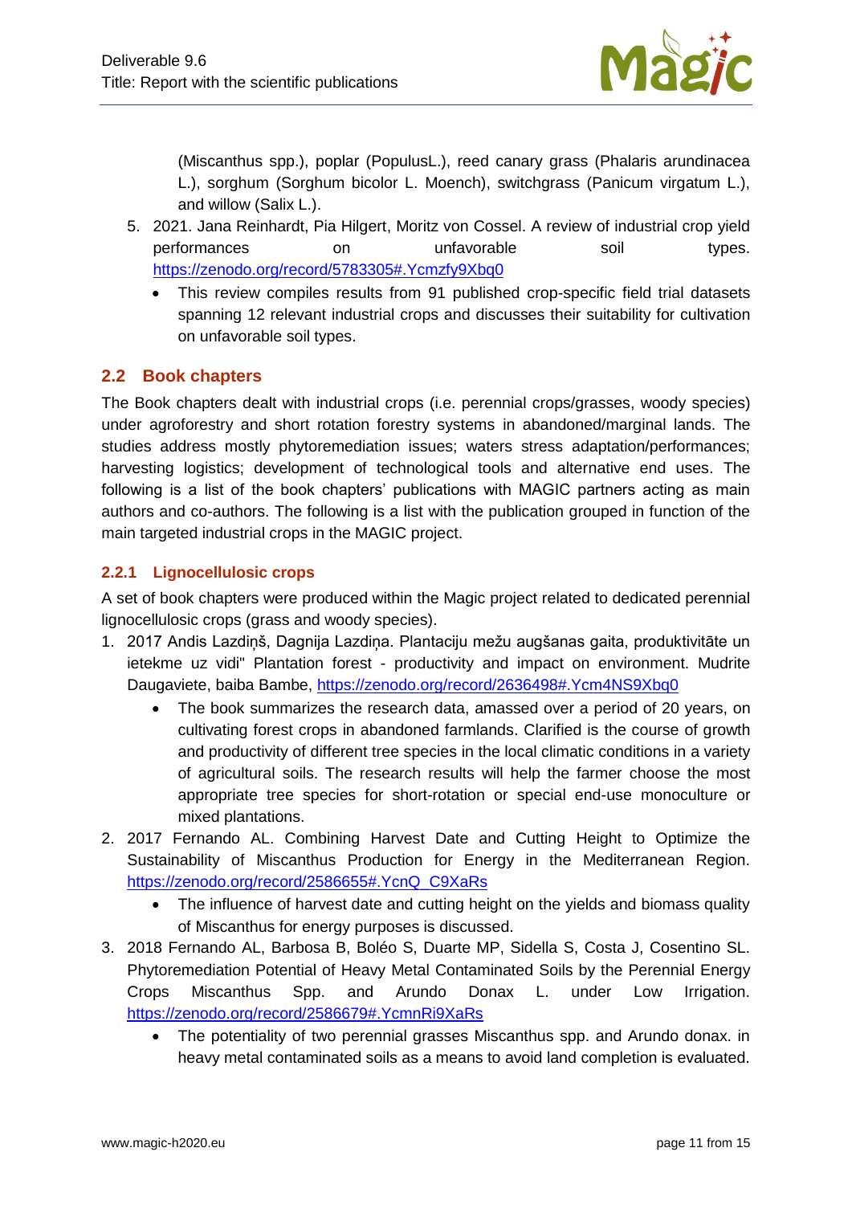(Miscanthus spp.), poplar (PopulusL.), reed canary grass (Phalaris arundinacea L.), sorghum (Sorghum bicolor L. Moench), switchgrass (Panicum virgatum L.), and willow (Salix L.).

5. 2021. Jana Reinhardt, Pia Hilgert, Moritz von Cossel. A review of industrial crop yield performances on unfavorable soil types. https://zenodo.org/record/5783305#.Ycmzfy9Xbq0
    - This review compiles results from 91 published crop-specific field trial datasets spanning 12 relevant industrial crops and discusses their suitability for cultivation on unfavorable soil types.

## 2.2 Book chapters

The Book chapters dealt with industrial crops (i.e. perennial crops/grasses, woody species) under agroforestry and short rotation forestry systems in abandoned/marginal lands. The studies address mostly phytoremediation issues; waters stress adaptation/performances; harvesting logistics; development of technological tools and alternative end uses. The following is a list of the book chapters' publications with MAGIC partners acting as main authors and co-authors. The following is a list with the publication grouped in function of the main targeted industrial crops in the MAGIC project.

### 2.2.1 Lignocellulosic crops

A set of book chapters were produced within the Magic project related to dedicated perennial lignocellulosic crops (grass and woody species).

1. 2017 Andis Lazdiņš, Dagnija Lazdiņa. Plantaciju mežu augšanas gaita, produktivitāte un ietekme uz vidi" Plantation forest - productivity and impact on environment. Mudrite Daugaviete, baiba Bambe, https://zenodo.org/record/2636498#.Ycm4NS9Xbq0
    - The book summarizes the research data, amassed over a period of 20 years, on cultivating forest crops in abandoned farmlands. Clarified is the course of growth and productivity of different tree species in the local climatic conditions in a variety of agricultural soils. The research results will help the farmer choose the most appropriate tree species for short-rotation or special end-use monoculture or mixed plantations.
2. 2017 Fernando AL. Combining Harvest Date and Cutting Height to Optimize the Sustainability of Miscanthus Production for Energy in the Mediterranean Region. https://zenodo.org/record/2586655#.YcnQ_C9XaRs
    - The influence of harvest date and cutting height on the yields and biomass quality of Miscanthus for energy purposes is discussed.
3. 2018 Fernando AL, Barbosa B, Boléo S, Duarte MP, Sidella S, Costa J, Cosentino SL. Phytoremediation Potential of Heavy Metal Contaminated Soils by the Perennial Energy Crops Miscanthus Spp. and Arundo Donax L. under Low Irrigation. https://zenodo.org/record/2586679#.YcmnRi9XaRs
    - The potentiality of two perennial grasses Miscanthus spp. and Arundo donax. in heavy metal contaminated soils as a means to avoid land completion is evaluated.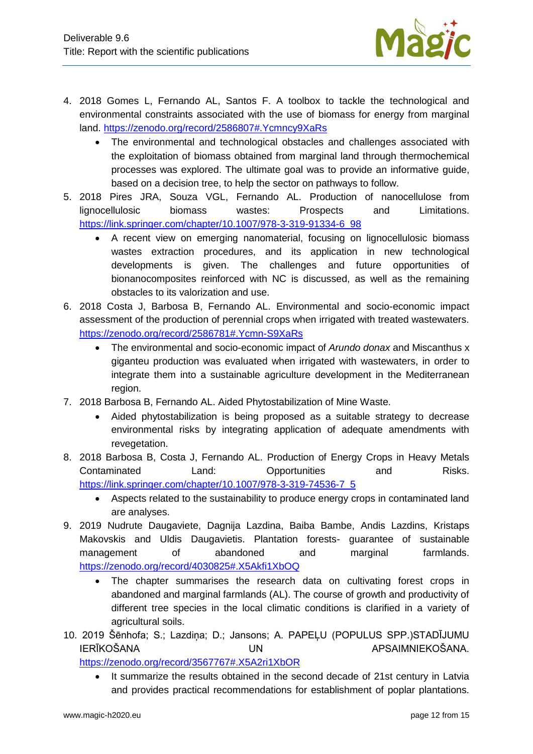4. 2018 Gomes L, Fernando AL, Santos F. A toolbox to tackle the technological and environmental constraints associated with the use of biomass for energy from marginal land. https://zenodo.org/record/2586807#.Ycmncy9XaRs
   - The environmental and technological obstacles and challenges associated with the exploitation of biomass obtained from marginal land through thermochemical processes was explored. The ultimate goal was to provide an informative guide, based on a decision tree, to help the sector on pathways to follow.
5. 2018 Pires JRA, Souza VGL, Fernando AL. Production of nanocellulose from lignocellulosic biomass wastes: Prospects and Limitations. https://link.springer.com/chapter/10.1007/978-3-319-91334-6_98
   - A recent view on emerging nanomaterial, focusing on lignocellulosic biomass wastes extraction procedures, and its application in new technological developments is given. The challenges and future opportunities of bionanocomposites reinforced with NC is discussed, as well as the remaining obstacles to its valorization and use.
6. 2018 Costa J, Barbosa B, Fernando AL. Environmental and socio-economic impact assessment of the production of perennial crops when irrigated with treated wastewaters. https://zenodo.org/record/2586781#.Ycmn-S9XaRs
   - The environmental and socio-economic impact of *Arundo donax* and Miscanthus x giganteu production was evaluated when irrigated with wastewaters, in order to integrate them into a sustainable agriculture development in the Mediterranean region.
7. 2018 Barbosa B, Fernando AL. Aided Phytostabilization of Mine Waste.
   - Aided phytostabilization is being proposed as a suitable strategy to decrease environmental risks by integrating application of adequate amendments with revegetation.
8. 2018 Barbosa B, Costa J, Fernando AL. Production of Energy Crops in Heavy Metals Contaminated Land: Opportunities and Risks. https://link.springer.com/chapter/10.1007/978-3-319-74536-7_5
   - Aspects related to the sustainability to produce energy crops in contaminated land are analyses.
9. 2019 Nudrute Daugaviete, Dagnija Lazdina, Baiba Bambe, Andis Lazdins, Kristaps Makovskis and Uldis Daugavietis. Plantation forests- guarantee of sustainable management of abandoned and marginal farmlands. https://zenodo.org/record/4030825#.X5Akfi1XbOQ
   - The chapter summarises the research data on cultivating forest crops in abandoned and marginal farmlands (AL). The course of growth and productivity of different tree species in the local climatic conditions is clarified in a variety of agricultural soils.
10. 2019 Šēnhofa; S.; Lazdiņa; D.; Jansons; A. PAPEĻU (POPULUS SPP.)STADĪJUMU IERĪKOŠANA UN APSAIMNIEKOŠANA. https://zenodo.org/record/3567767#.X5A2ri1XbOR
    - It summarize the results obtained in the second decade of 21st century in Latvia and provides practical recommendations for establishment of poplar plantations.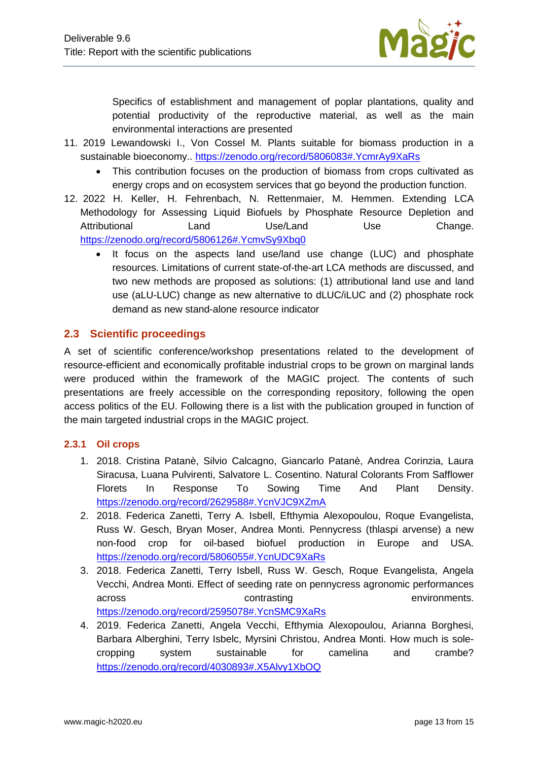Specifics of establishment and management of poplar plantations, quality and potential productivity of the reproductive material, as well as the main environmental interactions are presented

11. 2019 Lewandowski I., Von Cossel M. Plants suitable for biomass production in a sustainable bioeconomy.. https://zenodo.org/record/5806083#.YcmrAy9XaRs
    - This contribution focuses on the production of biomass from crops cultivated as energy crops and on ecosystem services that go beyond the production function.
12. 2022 H. Keller, H. Fehrenbach, N. Rettenmaier, M. Hemmen. Extending LCA Methodology for Assessing Liquid Biofuels by Phosphate Resource Depletion and Attributional Land Use/Land Use Change. https://zenodo.org/record/5806126#.YcmvSy9Xbq0
    - It focus on the aspects land use/land use change (LUC) and phosphate resources. Limitations of current state-of-the-art LCA methods are discussed, and two new methods are proposed as solutions: (1) attributional land use and land use (aLU-LUC) change as new alternative to dLUC/iLUC and (2) phosphate rock demand as new stand-alone resource indicator

## 2.3 Scientific proceedings

A set of scientific conference/workshop presentations related to the development of resource-efficient and economically profitable industrial crops to be grown on marginal lands were produced within the framework of the MAGIC project. The contents of such presentations are freely accessible on the corresponding repository, following the open access politics of the EU. Following there is a list with the publication grouped in function of the main targeted industrial crops in the MAGIC project.

### 2.3.1 Oil crops

1. 2018. Cristina Patanè, Silvio Calcagno, Giancarlo Patanè, Andrea Corinzia, Laura Siracusa, Luana Pulvirenti, Salvatore L. Cosentino. Natural Colorants From Safflower Florets In Response To Sowing Time And Plant Density. https://zenodo.org/record/2629588#.YcnVJC9XZmA
2. 2018. Federica Zanetti, Terry A. Isbell, Efthymia Alexopoulou, Roque Evangelista, Russ W. Gesch, Bryan Moser, Andrea Monti. Pennycress (thlaspi arvense) a new non-food crop for oil-based biofuel production in Europe and USA. https://zenodo.org/record/5806055#.YcnUDC9XaRs
3. 2018. Federica Zanetti, Terry Isbell, Russ W. Gesch, Roque Evangelista, Angela Vecchi, Andrea Monti. Effect of seeding rate on pennycress agronomic performances across contrasting environments. https://zenodo.org/record/2595078#.YcnSMC9XaRs
4. 2019. Federica Zanetti, Angela Vecchi, Efthymia Alexopoulou, Arianna Borghesi, Barbara Alberghini, Terry Isbelc, Myrsini Christou, Andrea Monti. How much is sole-cropping system sustainable for camelina and crambe? https://zenodo.org/record/4030893#.X5Alvy1XbOQ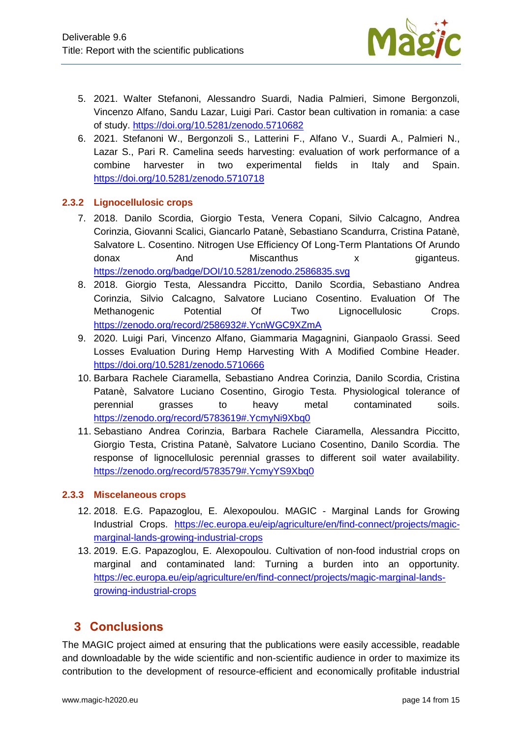5. 2021. Walter Stefanoni, Alessandro Suardi, Nadia Palmieri, Simone Bergonzoli, Vincenzo Alfano, Sandu Lazar, Luigi Pari. Castor bean cultivation in romania: a case of study. https://doi.org/10.5281/zenodo.5710682
6. 2021. Stefanoni W., Bergonzoli S., Latterini F., Alfano V., Suardi A., Palmieri N., Lazar S., Pari R. Camelina seeds harvesting: evaluation of work performance of a combine harvester in two experimental fields in Italy and Spain. https://doi.org/10.5281/zenodo.5710718

### 2.3.2 Lignocellulosic crops

7. 2018. Danilo Scordia, Giorgio Testa, Venera Copani, Silvio Calcagno, Andrea Corinzia, Giovanni Scalici, Giancarlo Patanè, Sebastiano Scandurra, Cristina Patanè, Salvatore L. Cosentino. Nitrogen Use Efficiency Of Long-Term Plantations Of Arundo donax And Miscanthus x giganteus. https://zenodo.org/badge/DOI/10.5281/zenodo.2586835.svg
8. 2018. Giorgio Testa, Alessandra Piccitto, Danilo Scordia, Sebastiano Andrea Corinzia, Silvio Calcagno, Salvatore Luciano Cosentino. Evaluation Of The Methanogenic Potential Of Two Lignocellulosic Crops. https://zenodo.org/record/2586932#.YcnWGC9XZmA
9. 2020. Luigi Pari, Vincenzo Alfano, Giammaria Magagnini, Gianpaolo Grassi. Seed Losses Evaluation During Hemp Harvesting With A Modified Combine Header. https://doi.org/10.5281/zenodo.5710666
10. Barbara Rachele Ciaramella, Sebastiano Andrea Corinzia, Danilo Scordia, Cristina Patanè, Salvatore Luciano Cosentino, Girogio Testa. Physiological tolerance of perennial grasses to heavy metal contaminated soils. https://zenodo.org/record/5783619#.YcmyNi9Xbq0
11. Sebastiano Andrea Corinzia, Barbara Rachele Ciaramella, Alessandra Piccitto, Giorgio Testa, Cristina Patanè, Salvatore Luciano Cosentino, Danilo Scordia. The response of lignocellulosic perennial grasses to different soil water availability. https://zenodo.org/record/5783579#.YcmyYS9Xbq0

### 2.3.3 Miscelaneous crops

12. 2018. E.G. Papazoglou, E. Alexopoulou. MAGIC - Marginal Lands for Growing Industrial Crops. https://ec.europa.eu/eip/agriculture/en/find-connect/projects/magic-marginal-lands-growing-industrial-crops
13. 2019. E.G. Papazoglou, E. Alexopoulou. Cultivation of non-food industrial crops on marginal and contaminated land: Turning a burden into an opportunity. https://ec.europa.eu/eip/agriculture/en/find-connect/projects/magic-marginal-lands-growing-industrial-crops

# 3 Conclusions

The MAGIC project aimed at ensuring that the publications were easily accessible, readable and downloadable by the wide scientific and non-scientific audience in order to maximize its contribution to the development of resource-efficient and economically profitable industrial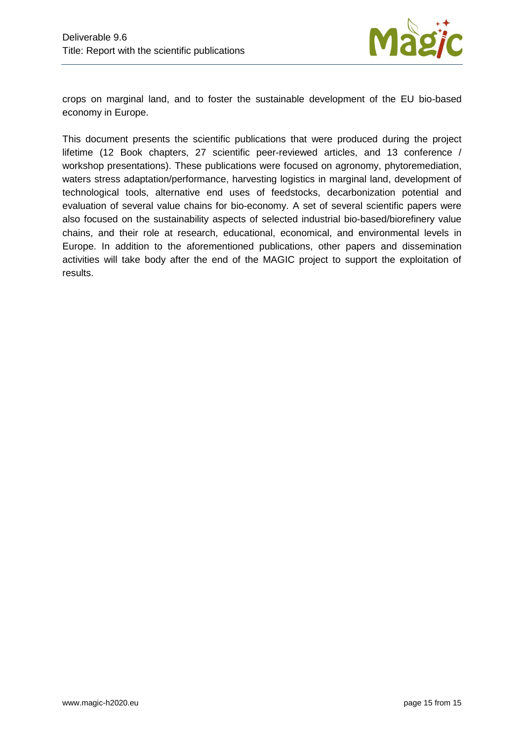crops on marginal land, and to foster the sustainable development of the EU bio-based economy in Europe.

This document presents the scientific publications that were produced during the project lifetime (12 Book chapters, 27 scientific peer-reviewed articles, and 13 conference / workshop presentations). These publications were focused on agronomy, phytoremediation, waters stress adaptation/performance, harvesting logistics in marginal land, development of technological tools, alternative end uses of feedstocks, decarbonization potential and evaluation of several value chains for bio-economy. A set of several scientific papers were also focused on the sustainability aspects of selected industrial bio-based/biorefinery value chains, and their role at research, educational, economical, and environmental levels in Europe. In addition to the aforementioned publications, other papers and dissemination activities will take body after the end of the MAGIC project to support the exploitation of results.